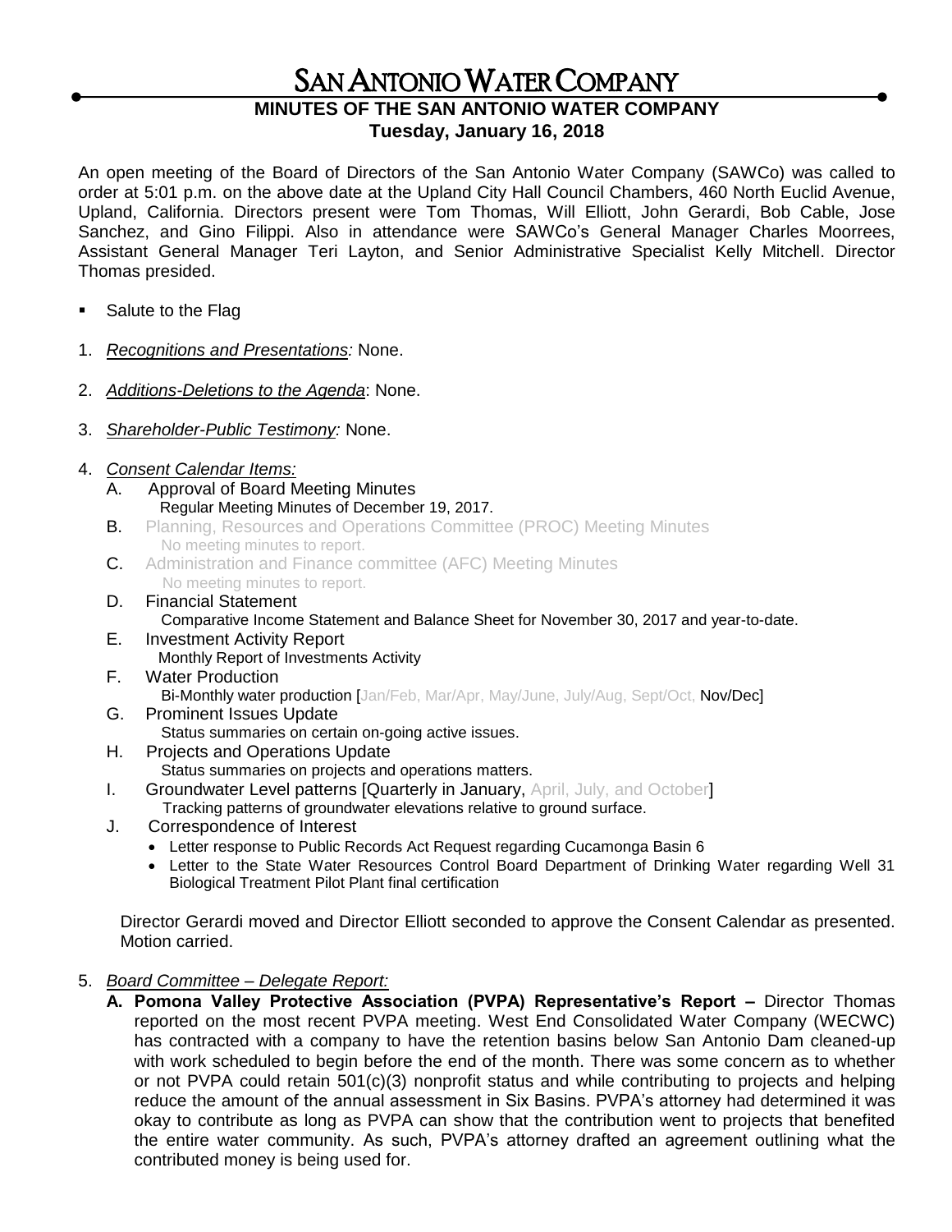# SAN ANTONIO WATER COMPANY

## MINUTES OF THE SAN ANTONIO WATER COMPANY
## Tuesday, January 16, 2018

An open meeting of the Board of Directors of the San Antonio Water Company (SAWCo) was called to order at 5:01 p.m. on the above date at the Upland City Hall Council Chambers, 460 North Euclid Avenue, Upland, California. Directors present were Tom Thomas, Will Elliott, John Gerardi, Bob Cable, Jose Sanchez, and Gino Filippi. Also in attendance were SAWCo's General Manager Charles Moorrees, Assistant General Manager Teri Layton, and Senior Administrative Specialist Kelly Mitchell. Director Thomas presided.

- Salute to the Flag

1. *Recognitions and Presentations:* None.

2. *Additions-Deletions to the Agenda*: None.

3. *Shareholder-Public Testimony:* None.

4. *Consent Calendar Items:*
   - A. Approval of Board Meeting Minutes
     Regular Meeting Minutes of December 19, 2017.
   - B. Planning, Resources and Operations Committee (PROC) Meeting Minutes
     No meeting minutes to report.
   - C. Administration and Finance committee (AFC) Meeting Minutes
     No meeting minutes to report.
   - D. Financial Statement
     Comparative Income Statement and Balance Sheet for November 30, 2017 and year-to-date.
   - E. Investment Activity Report
     Monthly Report of Investments Activity
   - F. Water Production
     Bi-Monthly water production [Jan/Feb, Mar/Apr, May/June, July/Aug, Sept/Oct, Nov/Dec]
   - G. Prominent Issues Update
     Status summaries on certain on-going active issues.
   - H. Projects and Operations Update
     Status summaries on projects and operations matters.
   - I. Groundwater Level patterns [Quarterly in January, April, July, and October]
     Tracking patterns of groundwater elevations relative to ground surface.
   - J. Correspondence of Interest
     - Letter response to Public Records Act Request regarding Cucamonga Basin 6
     - Letter to the State Water Resources Control Board Department of Drinking Water regarding Well 31 Biological Treatment Pilot Plant final certification

   Director Gerardi moved and Director Elliott seconded to approve the Consent Calendar as presented. Motion carried.

5. *Board Committee – Delegate Report:*
   - **A. Pomona Valley Protective Association (PVPA) Representative's Report –** Director Thomas reported on the most recent PVPA meeting. West End Consolidated Water Company (WECWC) has contracted with a company to have the retention basins below San Antonio Dam cleaned-up with work scheduled to begin before the end of the month. There was some concern as to whether or not PVPA could retain 501(c)(3) nonprofit status and while contributing to projects and helping reduce the amount of the annual assessment in Six Basins. PVPA's attorney had determined it was okay to contribute as long as PVPA can show that the contribution went to projects that benefited the entire water community. As such, PVPA's attorney drafted an agreement outlining what the contributed money is being used for.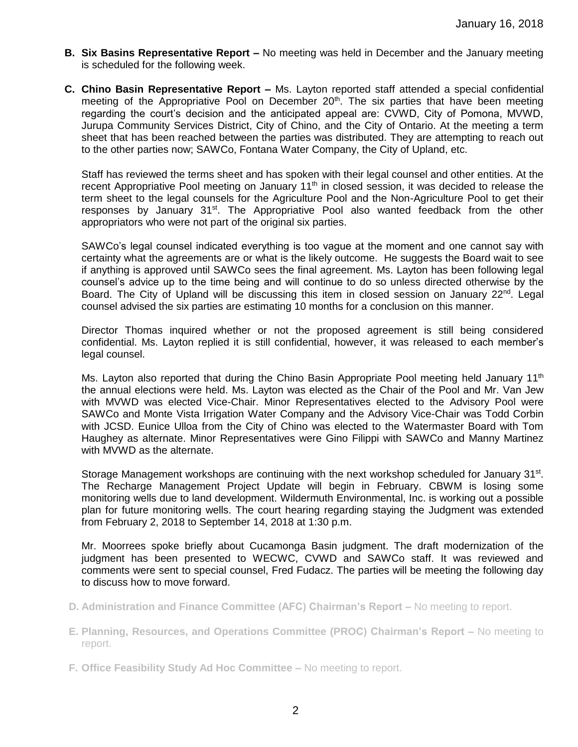- **B. Six Basins Representative Report –** No meeting was held in December and the January meeting is scheduled for the following week.

- **C. Chino Basin Representative Report –** Ms. Layton reported staff attended a special confidential meeting of the Appropriative Pool on December 20th. The six parties that have been meeting regarding the court's decision and the anticipated appeal are: CVWD, City of Pomona, MVWD, Jurupa Community Services District, City of Chino, and the City of Ontario. At the meeting a term sheet that has been reached between the parties was distributed. They are attempting to reach out to the other parties now; SAWCo, Fontana Water Company, the City of Upland, etc.

  Staff has reviewed the terms sheet and has spoken with their legal counsel and other entities. At the recent Appropriative Pool meeting on January 11th in closed session, it was decided to release the term sheet to the legal counsels for the Agriculture Pool and the Non-Agriculture Pool to get their responses by January 31st. The Appropriative Pool also wanted feedback from the other appropriators who were not part of the original six parties.

  SAWCo's legal counsel indicated everything is too vague at the moment and one cannot say with certainty what the agreements are or what is the likely outcome. He suggests the Board wait to see if anything is approved until SAWCo sees the final agreement. Ms. Layton has been following legal counsel's advice up to the time being and will continue to do so unless directed otherwise by the Board. The City of Upland will be discussing this item in closed session on January 22nd. Legal counsel advised the six parties are estimating 10 months for a conclusion on this manner.

  Director Thomas inquired whether or not the proposed agreement is still being considered confidential. Ms. Layton replied it is still confidential, however, it was released to each member's legal counsel.

  Ms. Layton also reported that during the Chino Basin Appropriate Pool meeting held January 11th the annual elections were held. Ms. Layton was elected as the Chair of the Pool and Mr. Van Jew with MVWD was elected Vice-Chair. Minor Representatives elected to the Advisory Pool were SAWCo and Monte Vista Irrigation Water Company and the Advisory Vice-Chair was Todd Corbin with JCSD. Eunice Ulloa from the City of Chino was elected to the Watermaster Board with Tom Haughey as alternate. Minor Representatives were Gino Filippi with SAWCo and Manny Martinez with MVWD as the alternate.

  Storage Management workshops are continuing with the next workshop scheduled for January 31st. The Recharge Management Project Update will begin in February. CBWM is losing some monitoring wells due to land development. Wildermuth Environmental, Inc. is working out a possible plan for future monitoring wells. The court hearing regarding staying the Judgment was extended from February 2, 2018 to September 14, 2018 at 1:30 p.m.

  Mr. Moorrees spoke briefly about Cucamonga Basin judgment. The draft modernization of the judgment has been presented to WECWC, CVWD and SAWCo staff. It was reviewed and comments were sent to special counsel, Fred Fudacz. The parties will be meeting the following day to discuss how to move forward.

- **D. Administration and Finance Committee (AFC) Chairman's Report –** No meeting to report.

- **E. Planning, Resources, and Operations Committee (PROC) Chairman's Report –** No meeting to report.

- **F. Office Feasibility Study Ad Hoc Committee –** No meeting to report.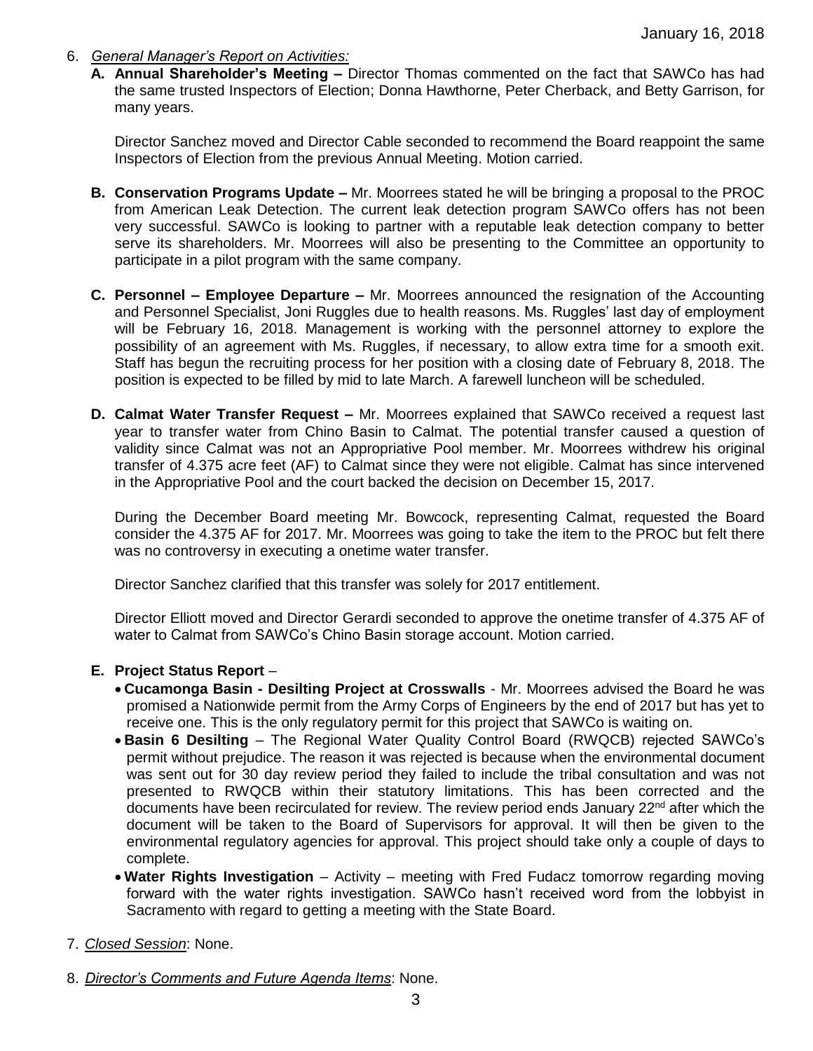6. *General Manager's Report on Activities:*

   **A. Annual Shareholder's Meeting –** Director Thomas commented on the fact that SAWCo has had the same trusted Inspectors of Election; Donna Hawthorne, Peter Cherback, and Betty Garrison, for many years.

   Director Sanchez moved and Director Cable seconded to recommend the Board reappoint the same Inspectors of Election from the previous Annual Meeting. Motion carried.

   **B. Conservation Programs Update –** Mr. Moorrees stated he will be bringing a proposal to the PROC from American Leak Detection. The current leak detection program SAWCo offers has not been very successful. SAWCo is looking to partner with a reputable leak detection company to better serve its shareholders. Mr. Moorrees will also be presenting to the Committee an opportunity to participate in a pilot program with the same company.

   **C. Personnel – Employee Departure –** Mr. Moorrees announced the resignation of the Accounting and Personnel Specialist, Joni Ruggles due to health reasons. Ms. Ruggles' last day of employment will be February 16, 2018. Management is working with the personnel attorney to explore the possibility of an agreement with Ms. Ruggles, if necessary, to allow extra time for a smooth exit. Staff has begun the recruiting process for her position with a closing date of February 8, 2018. The position is expected to be filled by mid to late March. A farewell luncheon will be scheduled.

   **D. Calmat Water Transfer Request –** Mr. Moorrees explained that SAWCo received a request last year to transfer water from Chino Basin to Calmat. The potential transfer caused a question of validity since Calmat was not an Appropriative Pool member. Mr. Moorrees withdrew his original transfer of 4.375 acre feet (AF) to Calmat since they were not eligible. Calmat has since intervened in the Appropriative Pool and the court backed the decision on December 15, 2017.

   During the December Board meeting Mr. Bowcock, representing Calmat, requested the Board consider the 4.375 AF for 2017. Mr. Moorrees was going to take the item to the PROC but felt there was no controversy in executing a onetime water transfer.

   Director Sanchez clarified that this transfer was solely for 2017 entitlement.

   Director Elliott moved and Director Gerardi seconded to approve the onetime transfer of 4.375 AF of water to Calmat from SAWCo's Chino Basin storage account. Motion carried.

   **E. Project Status Report** –

   - **Cucamonga Basin - Desilting Project at Crosswalls** - Mr. Moorrees advised the Board he was promised a Nationwide permit from the Army Corps of Engineers by the end of 2017 but has yet to receive one. This is the only regulatory permit for this project that SAWCo is waiting on.
   - **Basin 6 Desilting** – The Regional Water Quality Control Board (RWQCB) rejected SAWCo's permit without prejudice. The reason it was rejected is because when the environmental document was sent out for 30 day review period they failed to include the tribal consultation and was not presented to RWQCB within their statutory limitations. This has been corrected and the documents have been recirculated for review. The review period ends January 22nd after which the document will be taken to the Board of Supervisors for approval. It will then be given to the environmental regulatory agencies for approval. This project should take only a couple of days to complete.
   - **Water Rights Investigation** – Activity – meeting with Fred Fudacz tomorrow regarding moving forward with the water rights investigation. SAWCo hasn't received word from the lobbyist in Sacramento with regard to getting a meeting with the State Board.

7. *Closed Session*: None.

8. *Director's Comments and Future Agenda Items*: None.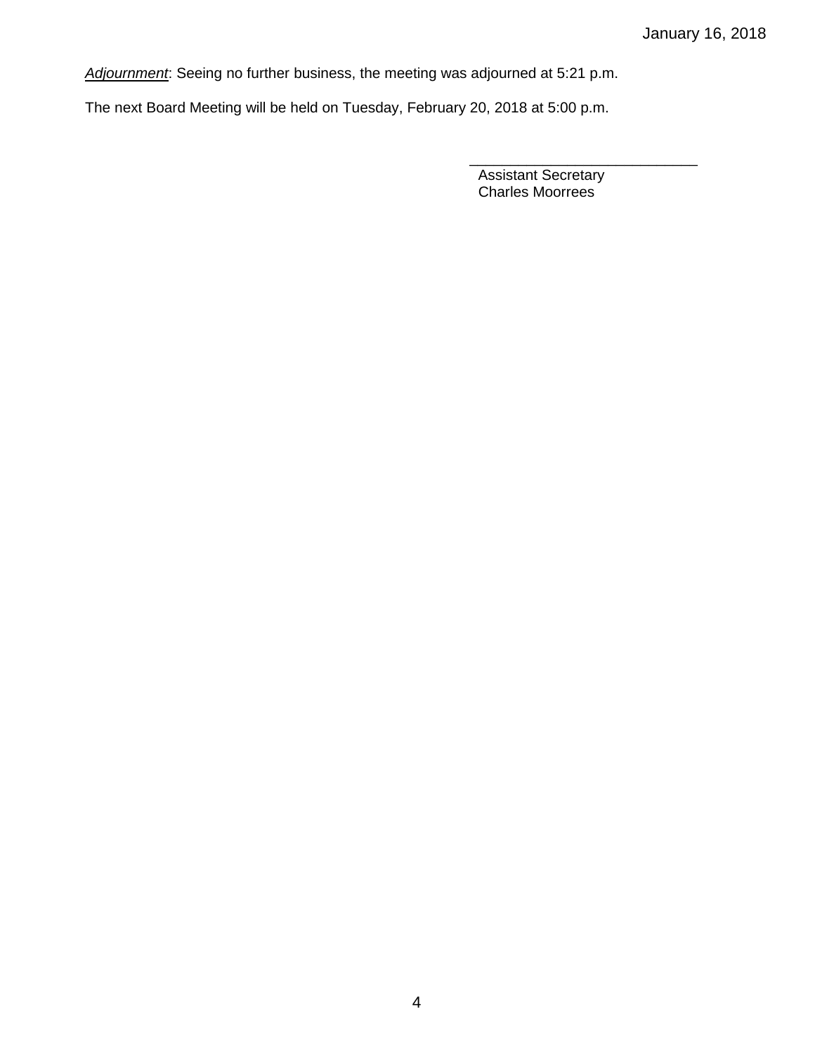*Adjournment*: Seeing no further business, the meeting was adjourned at 5:21 p.m.

The next Board Meeting will be held on Tuesday, February 20, 2018 at 5:00 p.m.

\_\_\_\_\_\_\_\_\_\_\_\_\_\_\_\_\_\_\_\_\_\_\_\_\_\_\_\_\_\_

Assistant Secretary
Charles Moorrees